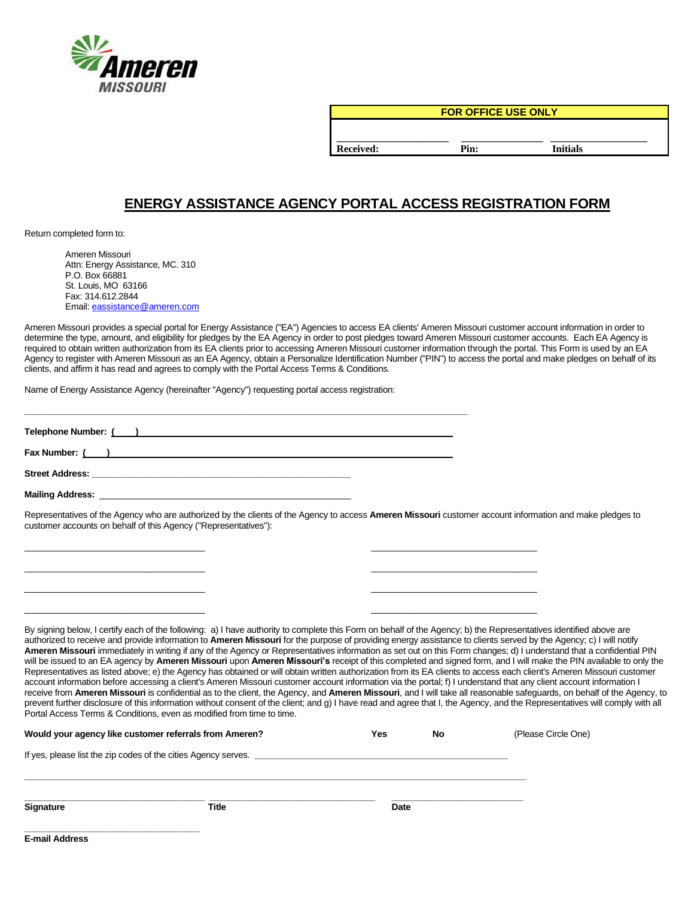Ameren MISSOURI

| FOR OFFICE USE ONLY | | |
|---|---|---|
| Received: | Pin: | Initials |

# ENERGY ASSISTANCE AGENCY PORTAL ACCESS REGISTRATION FORM

Return completed form to:

Ameren Missouri
Attn: Energy Assistance, MC. 310
P.O. Box 66881
St. Louis, MO 63166
Fax: 314.612.2844
Email: eassistance@ameren.com

Ameren Missouri provides a special portal for Energy Assistance ("EA") Agencies to access EA clients' Ameren Missouri customer account information in order to determine the type, amount, and eligibility for pledges by the EA Agency in order to post pledges toward Ameren Missouri customer accounts. Each EA Agency is required to obtain written authorization from its EA clients prior to accessing Ameren Missouri customer information through the portal. This Form is used by an EA Agency to register with Ameren Missouri as an EA Agency, obtain a Personalize Identification Number ("PIN") to access the portal and make pledges on behalf of its clients, and affirm it has read and agrees to comply with the Portal Access Terms & Conditions.

Name of Energy Assistance Agency (hereinafter "Agency") requesting portal access registration:

_______________________________________________

**Telephone Number: (    )** _______________________________________________

**Fax Number: (    )** _______________________________________________

**Street Address:** _______________________________________________

**Mailing Address:** _______________________________________________

Representatives of the Agency who are authorized by the clients of the Agency to access **Ameren Missouri** customer account information and make pledges to customer accounts on behalf of this Agency ("Representatives"):

_______________________________        _______________________________

_______________________________        _______________________________

_______________________________        _______________________________

_______________________________        _______________________________

By signing below, I certify each of the following: a) I have authority to complete this Form on behalf of the Agency; b) the Representatives identified above are authorized to receive and provide information to **Ameren Missouri** for the purpose of providing energy assistance to clients served by the Agency; c) I will notify **Ameren Missouri** immediately in writing if any of the Agency or Representatives information as set out on this Form changes; d) I understand that a confidential PIN will be issued to an EA agency by **Ameren Missouri** upon **Ameren Missouri's** receipt of this completed and signed form, and I will make the PIN available to only the Representatives as listed above; e) the Agency has obtained or will obtain written authorization from its EA clients to access each client's Ameren Missouri customer account information before accessing a client's Ameren Missouri customer account information via the portal; f) I understand that any client account information I receive from **Ameren Missouri** is confidential as to the client, the Agency, and **Ameren Missouri**, and I will take all reasonable safeguards, on behalf of the Agency, to prevent further disclosure of this information without consent of the client; and g) I have read and agree that I, the Agency, and the Representatives will comply with all Portal Access Terms & Conditions, even as modified from time to time.

**Would your agency like customer referrals from Ameren?** **Yes** **No** (Please Circle One)

If yes, please list the zip codes of the cities Agency serves. _______________________________________________

_______________________________________________

_______________________________        _______________________________        _______________________________

**Signature**        **Title**        **Date**

_______________________________

**E-mail Address**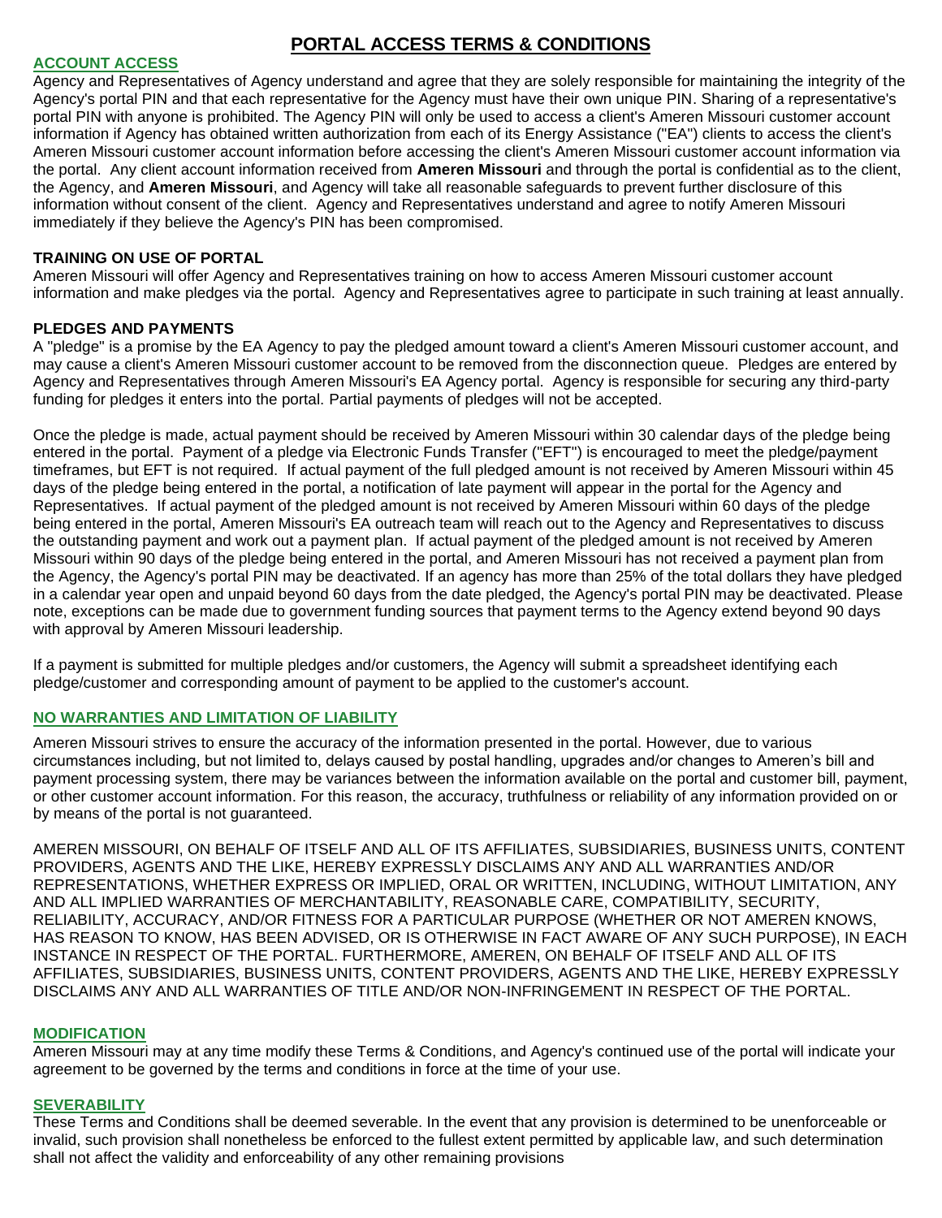# PORTAL ACCESS TERMS & CONDITIONS

## ACCOUNT ACCESS

Agency and Representatives of Agency understand and agree that they are solely responsible for maintaining the integrity of the Agency's portal PIN and that each representative for the Agency must have their own unique PIN. Sharing of a representative's portal PIN with anyone is prohibited. The Agency PIN will only be used to access a client's Ameren Missouri customer account information if Agency has obtained written authorization from each of its Energy Assistance ("EA") clients to access the client's Ameren Missouri customer account information before accessing the client's Ameren Missouri customer account information via the portal. Any client account information received from **Ameren Missouri** and through the portal is confidential as to the client, the Agency, and **Ameren Missouri**, and Agency will take all reasonable safeguards to prevent further disclosure of this information without consent of the client. Agency and Representatives understand and agree to notify Ameren Missouri immediately if they believe the Agency's PIN has been compromised.

## TRAINING ON USE OF PORTAL

Ameren Missouri will offer Agency and Representatives training on how to access Ameren Missouri customer account information and make pledges via the portal. Agency and Representatives agree to participate in such training at least annually.

## PLEDGES AND PAYMENTS

A "pledge" is a promise by the EA Agency to pay the pledged amount toward a client's Ameren Missouri customer account, and may cause a client's Ameren Missouri customer account to be removed from the disconnection queue. Pledges are entered by Agency and Representatives through Ameren Missouri's EA Agency portal. Agency is responsible for securing any third-party funding for pledges it enters into the portal. Partial payments of pledges will not be accepted.

Once the pledge is made, actual payment should be received by Ameren Missouri within 30 calendar days of the pledge being entered in the portal. Payment of a pledge via Electronic Funds Transfer ("EFT") is encouraged to meet the pledge/payment timeframes, but EFT is not required. If actual payment of the full pledged amount is not received by Ameren Missouri within 45 days of the pledge being entered in the portal, a notification of late payment will appear in the portal for the Agency and Representatives. If actual payment of the pledged amount is not received by Ameren Missouri within 60 days of the pledge being entered in the portal, Ameren Missouri's EA outreach team will reach out to the Agency and Representatives to discuss the outstanding payment and work out a payment plan. If actual payment of the pledged amount is not received by Ameren Missouri within 90 days of the pledge being entered in the portal, and Ameren Missouri has not received a payment plan from the Agency, the Agency's portal PIN may be deactivated. If an agency has more than 25% of the total dollars they have pledged in a calendar year open and unpaid beyond 60 days from the date pledged, the Agency's portal PIN may be deactivated. Please note, exceptions can be made due to government funding sources that payment terms to the Agency extend beyond 90 days with approval by Ameren Missouri leadership.

If a payment is submitted for multiple pledges and/or customers, the Agency will submit a spreadsheet identifying each pledge/customer and corresponding amount of payment to be applied to the customer's account.

## NO WARRANTIES AND LIMITATION OF LIABILITY

Ameren Missouri strives to ensure the accuracy of the information presented in the portal. However, due to various circumstances including, but not limited to, delays caused by postal handling, upgrades and/or changes to Ameren's bill and payment processing system, there may be variances between the information available on the portal and customer bill, payment, or other customer account information. For this reason, the accuracy, truthfulness or reliability of any information provided on or by means of the portal is not guaranteed.

AMEREN MISSOURI, ON BEHALF OF ITSELF AND ALL OF ITS AFFILIATES, SUBSIDIARIES, BUSINESS UNITS, CONTENT PROVIDERS, AGENTS AND THE LIKE, HEREBY EXPRESSLY DISCLAIMS ANY AND ALL WARRANTIES AND/OR REPRESENTATIONS, WHETHER EXPRESS OR IMPLIED, ORAL OR WRITTEN, INCLUDING, WITHOUT LIMITATION, ANY AND ALL IMPLIED WARRANTIES OF MERCHANTABILITY, REASONABLE CARE, COMPATIBILITY, SECURITY, RELIABILITY, ACCURACY, AND/OR FITNESS FOR A PARTICULAR PURPOSE (WHETHER OR NOT AMEREN KNOWS, HAS REASON TO KNOW, HAS BEEN ADVISED, OR IS OTHERWISE IN FACT AWARE OF ANY SUCH PURPOSE), IN EACH INSTANCE IN RESPECT OF THE PORTAL. FURTHERMORE, AMEREN, ON BEHALF OF ITSELF AND ALL OF ITS AFFILIATES, SUBSIDIARIES, BUSINESS UNITS, CONTENT PROVIDERS, AGENTS AND THE LIKE, HEREBY EXPRESSLY DISCLAIMS ANY AND ALL WARRANTIES OF TITLE AND/OR NON-INFRINGEMENT IN RESPECT OF THE PORTAL.

## MODIFICATION

Ameren Missouri may at any time modify these Terms & Conditions, and Agency's continued use of the portal will indicate your agreement to be governed by the terms and conditions in force at the time of your use.

## SEVERABILITY

These Terms and Conditions shall be deemed severable. In the event that any provision is determined to be unenforceable or invalid, such provision shall nonetheless be enforced to the fullest extent permitted by applicable law, and such determination shall not affect the validity and enforceability of any other remaining provisions